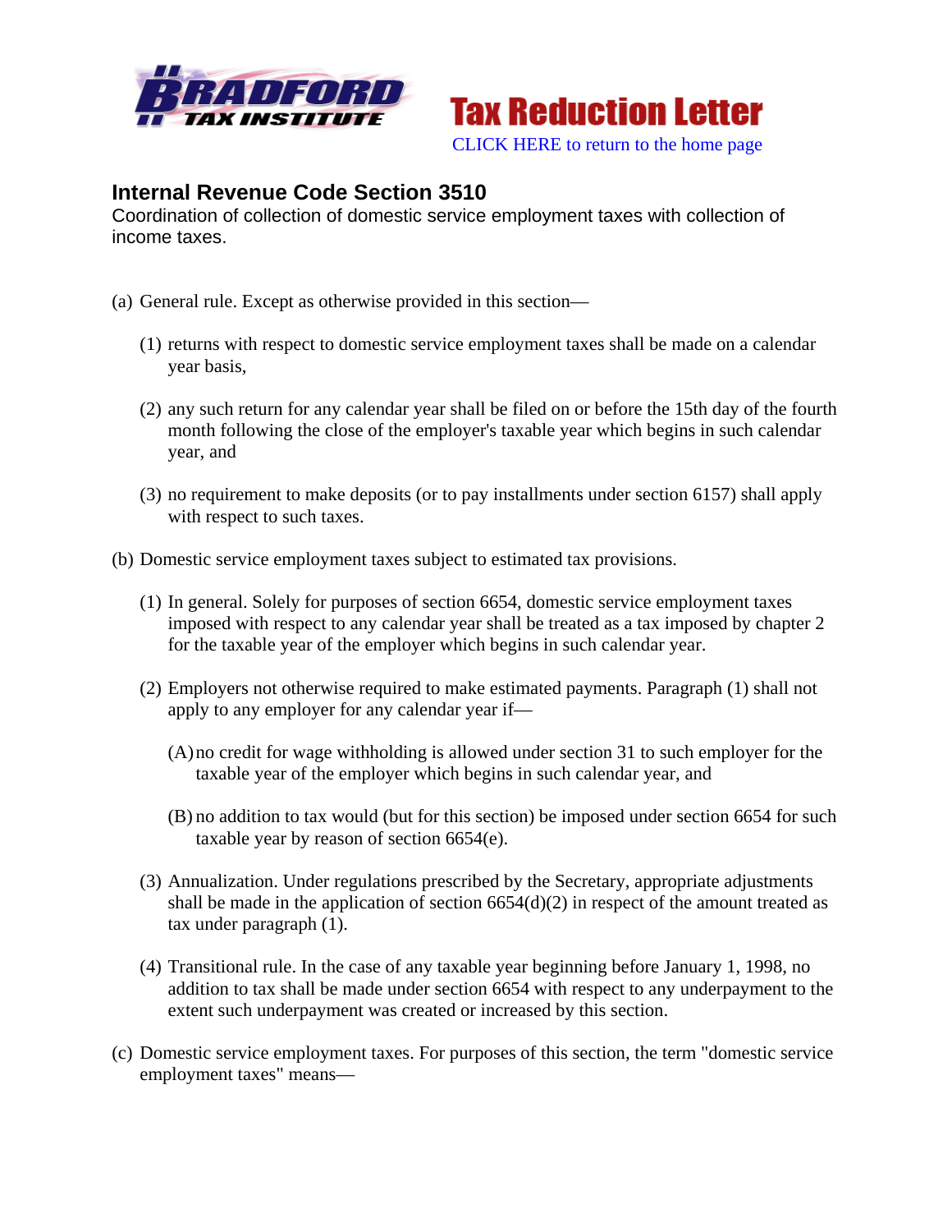Tax Reduction Letter

CLICK HERE to return to the home page

## Internal Revenue Code Section 3510

Coordination of collection of domestic service employment taxes with collection of income taxes.

(a) General rule. Except as otherwise provided in this section—

(1) returns with respect to domestic service employment taxes shall be made on a calendar year basis,

(2) any such return for any calendar year shall be filed on or before the 15th day of the fourth month following the close of the employer's taxable year which begins in such calendar year, and

(3) no requirement to make deposits (or to pay installments under section 6157) shall apply with respect to such taxes.

(b) Domestic service employment taxes subject to estimated tax provisions.

(1) In general. Solely for purposes of section 6654, domestic service employment taxes imposed with respect to any calendar year shall be treated as a tax imposed by chapter 2 for the taxable year of the employer which begins in such calendar year.

(2) Employers not otherwise required to make estimated payments. Paragraph (1) shall not apply to any employer for any calendar year if—

(A) no credit for wage withholding is allowed under section 31 to such employer for the taxable year of the employer which begins in such calendar year, and

(B) no addition to tax would (but for this section) be imposed under section 6654 for such taxable year by reason of section 6654(e).

(3) Annualization. Under regulations prescribed by the Secretary, appropriate adjustments shall be made in the application of section 6654(d)(2) in respect of the amount treated as tax under paragraph (1).

(4) Transitional rule. In the case of any taxable year beginning before January 1, 1998, no addition to tax shall be made under section 6654 with respect to any underpayment to the extent such underpayment was created or increased by this section.

(c) Domestic service employment taxes. For purposes of this section, the term "domestic service employment taxes" means—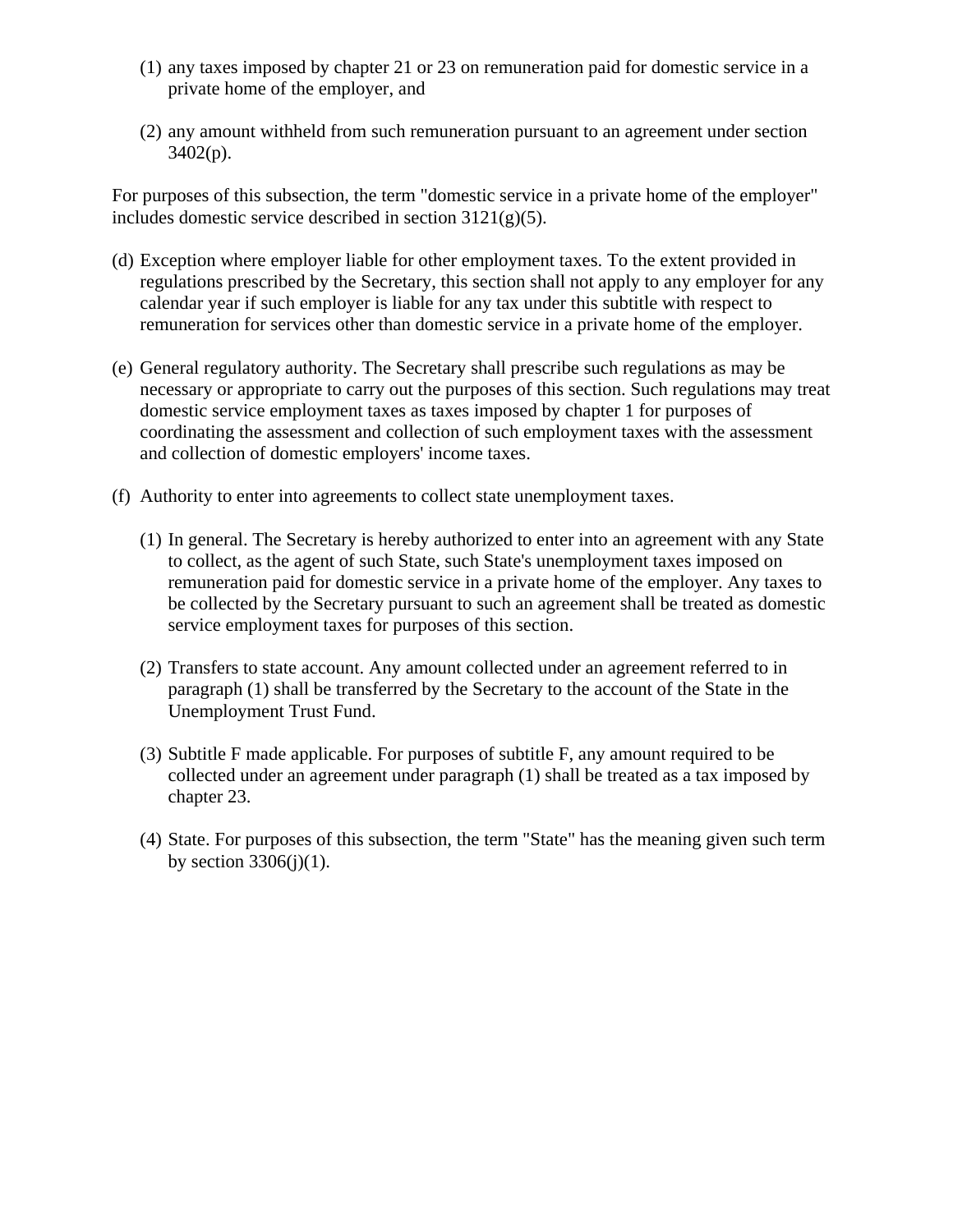(1) any taxes imposed by chapter 21 or 23 on remuneration paid for domestic service in a private home of the employer, and

(2) any amount withheld from such remuneration pursuant to an agreement under section 3402(p).

For purposes of this subsection, the term "domestic service in a private home of the employer" includes domestic service described in section 3121(g)(5).

(d) Exception where employer liable for other employment taxes. To the extent provided in regulations prescribed by the Secretary, this section shall not apply to any employer for any calendar year if such employer is liable for any tax under this subtitle with respect to remuneration for services other than domestic service in a private home of the employer.

(e) General regulatory authority. The Secretary shall prescribe such regulations as may be necessary or appropriate to carry out the purposes of this section. Such regulations may treat domestic service employment taxes as taxes imposed by chapter 1 for purposes of coordinating the assessment and collection of such employment taxes with the assessment and collection of domestic employers' income taxes.

(f) Authority to enter into agreements to collect state unemployment taxes.

(1) In general. The Secretary is hereby authorized to enter into an agreement with any State to collect, as the agent of such State, such State's unemployment taxes imposed on remuneration paid for domestic service in a private home of the employer. Any taxes to be collected by the Secretary pursuant to such an agreement shall be treated as domestic service employment taxes for purposes of this section.

(2) Transfers to state account. Any amount collected under an agreement referred to in paragraph (1) shall be transferred by the Secretary to the account of the State in the Unemployment Trust Fund.

(3) Subtitle F made applicable. For purposes of subtitle F, any amount required to be collected under an agreement under paragraph (1) shall be treated as a tax imposed by chapter 23.

(4) State. For purposes of this subsection, the term "State" has the meaning given such term by section 3306(j)(1).